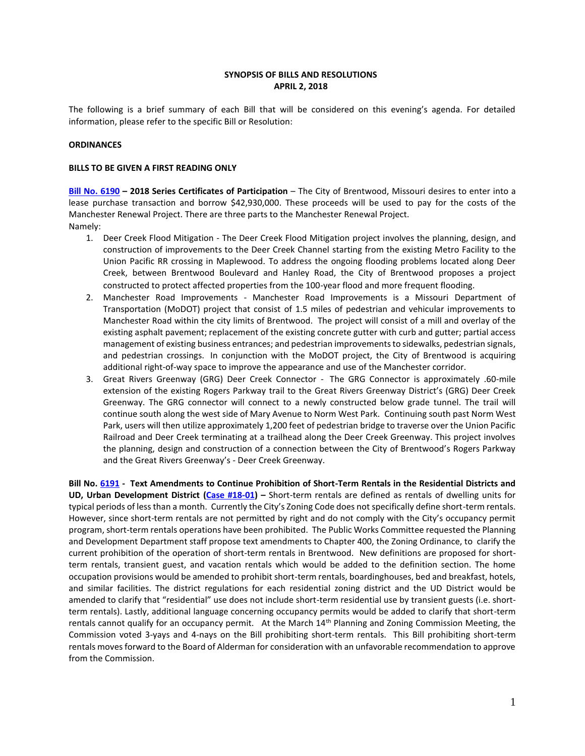**SYNOPSIS OF BILLS AND RESOLUTIONS**
**APRIL 2, 2018**

The following is a brief summary of each Bill that will be considered on this evening's agenda. For detailed information, please refer to the specific Bill or Resolution:

**ORDINANCES**

**BILLS TO BE GIVEN A FIRST READING ONLY**

**Bill No. 6190 – 2018 Series Certificates of Participation** – The City of Brentwood, Missouri desires to enter into a lease purchase transaction and borrow $42,930,000. These proceeds will be used to pay for the costs of the Manchester Renewal Project. There are three parts to the Manchester Renewal Project.
Namely:

1. Deer Creek Flood Mitigation - The Deer Creek Flood Mitigation project involves the planning, design, and construction of improvements to the Deer Creek Channel starting from the existing Metro Facility to the Union Pacific RR crossing in Maplewood. To address the ongoing flooding problems located along Deer Creek, between Brentwood Boulevard and Hanley Road, the City of Brentwood proposes a project constructed to protect affected properties from the 100-year flood and more frequent flooding.
2. Manchester Road Improvements - Manchester Road Improvements is a Missouri Department of Transportation (MoDOT) project that consist of 1.5 miles of pedestrian and vehicular improvements to Manchester Road within the city limits of Brentwood. The project will consist of a mill and overlay of the existing asphalt pavement; replacement of the existing concrete gutter with curb and gutter; partial access management of existing business entrances; and pedestrian improvements to sidewalks, pedestrian signals, and pedestrian crossings. In conjunction with the MoDOT project, the City of Brentwood is acquiring additional right-of-way space to improve the appearance and use of the Manchester corridor.
3. Great Rivers Greenway (GRG) Deer Creek Connector - The GRG Connector is approximately .60-mile extension of the existing Rogers Parkway trail to the Great Rivers Greenway District's (GRG) Deer Creek Greenway. The GRG connector will connect to a newly constructed below grade tunnel. The trail will continue south along the west side of Mary Avenue to Norm West Park. Continuing south past Norm West Park, users will then utilize approximately 1,200 feet of pedestrian bridge to traverse over the Union Pacific Railroad and Deer Creek terminating at a trailhead along the Deer Creek Greenway. This project involves the planning, design and construction of a connection between the City of Brentwood's Rogers Parkway and the Great Rivers Greenway's - Deer Creek Greenway.

**Bill No. 6191 - Text Amendments to Continue Prohibition of Short-Term Rentals in the Residential Districts and UD, Urban Development District (Case #18-01) –** Short-term rentals are defined as rentals of dwelling units for typical periods of less than a month. Currently the City's Zoning Code does not specifically define short-term rentals. However, since short-term rentals are not permitted by right and do not comply with the City's occupancy permit program, short-term rentals operations have been prohibited. The Public Works Committee requested the Planning and Development Department staff propose text amendments to Chapter 400, the Zoning Ordinance, to clarify the current prohibition of the operation of short-term rentals in Brentwood. New definitions are proposed for short-term rentals, transient guest, and vacation rentals which would be added to the definition section. The home occupation provisions would be amended to prohibit short-term rentals, boardinghouses, bed and breakfast, hotels, and similar facilities. The district regulations for each residential zoning district and the UD District would be amended to clarify that "residential" use does not include short-term residential use by transient guests (i.e. short-term rentals). Lastly, additional language concerning occupancy permits would be added to clarify that short-term rentals cannot qualify for an occupancy permit. At the March 14th Planning and Zoning Commission Meeting, the Commission voted 3-yays and 4-nays on the Bill prohibiting short-term rentals. This Bill prohibiting short-term rentals moves forward to the Board of Alderman for consideration with an unfavorable recommendation to approve from the Commission.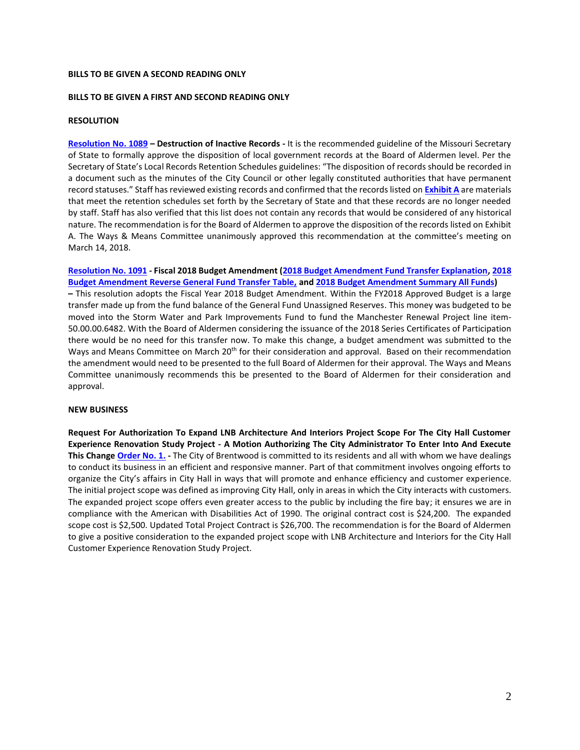**BILLS TO BE GIVEN A SECOND READING ONLY**

**BILLS TO BE GIVEN A FIRST AND SECOND READING ONLY**

**RESOLUTION**

**Resolution No. 1089 – Destruction of Inactive Records -** It is the recommended guideline of the Missouri Secretary of State to formally approve the disposition of local government records at the Board of Aldermen level. Per the Secretary of State's Local Records Retention Schedules guidelines: "The disposition of records should be recorded in a document such as the minutes of the City Council or other legally constituted authorities that have permanent record statuses." Staff has reviewed existing records and confirmed that the records listed on **Exhibit A** are materials that meet the retention schedules set forth by the Secretary of State and that these records are no longer needed by staff. Staff has also verified that this list does not contain any records that would be considered of any historical nature. The recommendation is for the Board of Aldermen to approve the disposition of the records listed on Exhibit A. The Ways & Means Committee unanimously approved this recommendation at the committee's meeting on March 14, 2018.

**Resolution No. 1091 - Fiscal 2018 Budget Amendment (2018 Budget Amendment Fund Transfer Explanation, 2018 Budget Amendment Reverse General Fund Transfer Table, and 2018 Budget Amendment Summary All Funds)** **–** This resolution adopts the Fiscal Year 2018 Budget Amendment. Within the FY2018 Approved Budget is a large transfer made up from the fund balance of the General Fund Unassigned Reserves. This money was budgeted to be moved into the Storm Water and Park Improvements Fund to fund the Manchester Renewal Project line item-50.00.00.6482. With the Board of Aldermen considering the issuance of the 2018 Series Certificates of Participation there would be no need for this transfer now. To make this change, a budget amendment was submitted to the Ways and Means Committee on March 20th for their consideration and approval. Based on their recommendation the amendment would need to be presented to the full Board of Aldermen for their approval. The Ways and Means Committee unanimously recommends this be presented to the Board of Aldermen for their consideration and approval.

**NEW BUSINESS**

**Request For Authorization To Expand LNB Architecture And Interiors Project Scope For The City Hall Customer Experience Renovation Study Project - A Motion Authorizing The City Administrator To Enter Into And Execute This Change Order No. 1. -** The City of Brentwood is committed to its residents and all with whom we have dealings to conduct its business in an efficient and responsive manner. Part of that commitment involves ongoing efforts to organize the City's affairs in City Hall in ways that will promote and enhance efficiency and customer experience. The initial project scope was defined as improving City Hall, only in areas in which the City interacts with customers. The expanded project scope offers even greater access to the public by including the fire bay; it ensures we are in compliance with the American with Disabilities Act of 1990. The original contract cost is $24,200. The expanded scope cost is $2,500. Updated Total Project Contract is $26,700. The recommendation is for the Board of Aldermen to give a positive consideration to the expanded project scope with LNB Architecture and Interiors for the City Hall Customer Experience Renovation Study Project.